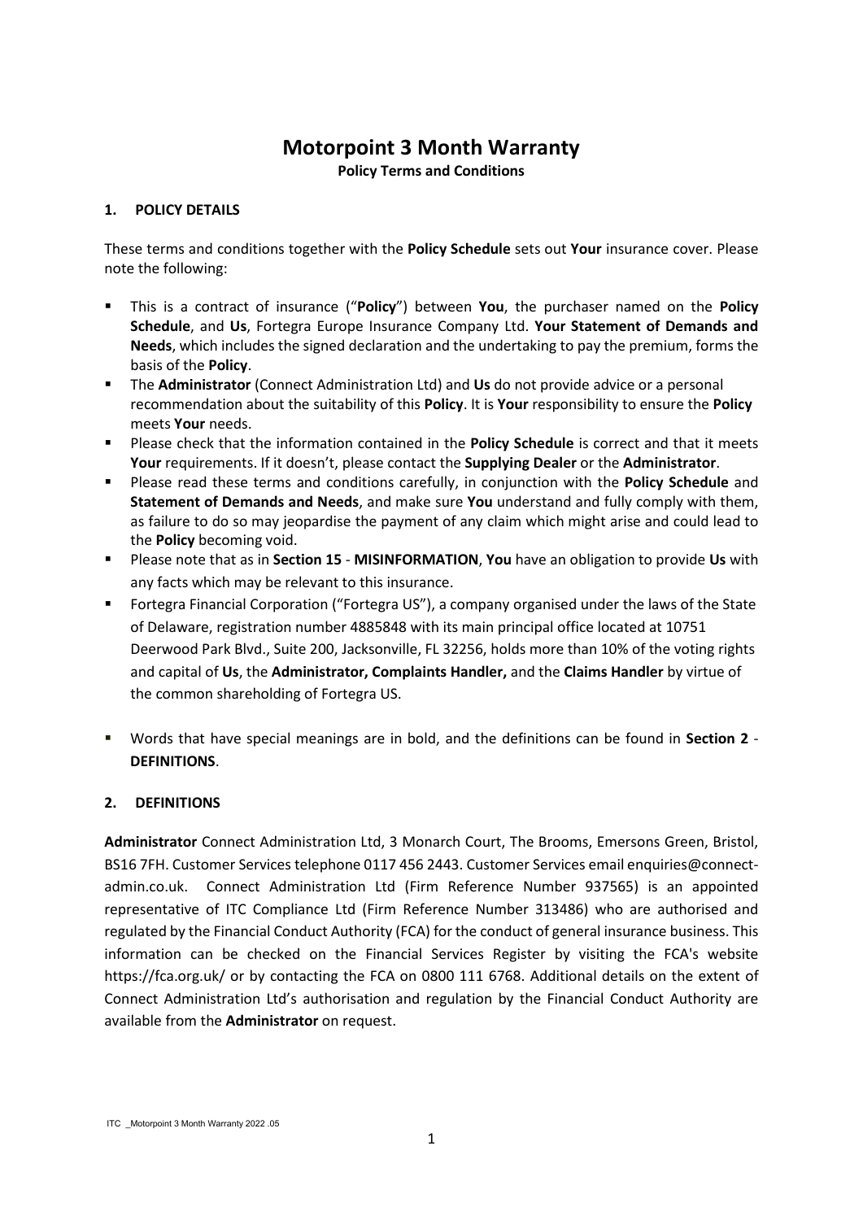# Motorpoint 3 Month Warranty

**Policy Terms and Conditions**

## 1. POLICY DETAILS

These terms and conditions together with the **Policy Schedule** sets out **Your** insurance cover. Please note the following:

- This is a contract of insurance ("**Policy**") between **You**, the purchaser named on the **Policy Schedule**, and **Us**, Fortegra Europe Insurance Company Ltd. **Your Statement of Demands and Needs**, which includes the signed declaration and the undertaking to pay the premium, forms the basis of the **Policy**.
- The **Administrator** (Connect Administration Ltd) and **Us** do not provide advice or a personal recommendation about the suitability of this **Policy**. It is **Your** responsibility to ensure the **Policy** meets **Your** needs.
- Please check that the information contained in the **Policy Schedule** is correct and that it meets **Your** requirements. If it doesn't, please contact the **Supplying Dealer** or the **Administrator**.
- Please read these terms and conditions carefully, in conjunction with the **Policy Schedule** and **Statement of Demands and Needs**, and make sure **You** understand and fully comply with them, as failure to do so may jeopardise the payment of any claim which might arise and could lead to the **Policy** becoming void.
- Please note that as in **Section 15** - **MISINFORMATION**, **You** have an obligation to provide **Us** with any facts which may be relevant to this insurance.
- Fortegra Financial Corporation ("Fortegra US"), a company organised under the laws of the State of Delaware, registration number 4885848 with its main principal office located at 10751 Deerwood Park Blvd., Suite 200, Jacksonville, FL 32256, holds more than 10% of the voting rights and capital of **Us**, the **Administrator, Complaints Handler,** and the **Claims Handler** by virtue of the common shareholding of Fortegra US.
- Words that have special meanings are in bold, and the definitions can be found in **Section 2** - **DEFINITIONS**.

## 2. DEFINITIONS

**Administrator** Connect Administration Ltd, 3 Monarch Court, The Brooms, Emersons Green, Bristol, BS16 7FH. Customer Services telephone 0117 456 2443. Customer Services email enquiries@connect-admin.co.uk. Connect Administration Ltd (Firm Reference Number 937565) is an appointed representative of ITC Compliance Ltd (Firm Reference Number 313486) who are authorised and regulated by the Financial Conduct Authority (FCA) for the conduct of general insurance business. This information can be checked on the Financial Services Register by visiting the FCA's website https://fca.org.uk/ or by contacting the FCA on 0800 111 6768. Additional details on the extent of Connect Administration Ltd's authorisation and regulation by the Financial Conduct Authority are available from the **Administrator** on request.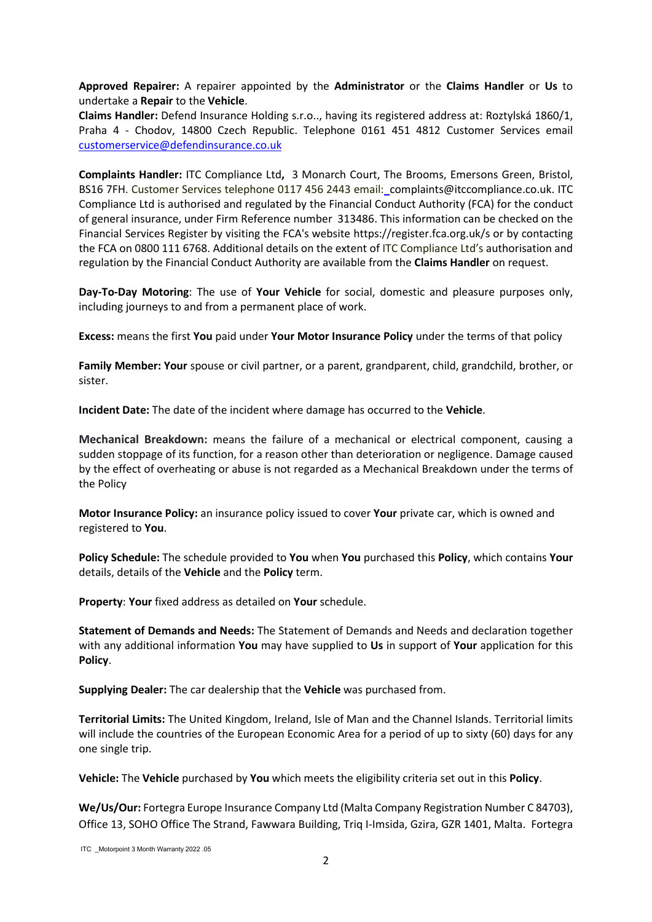**Approved Repairer:** A repairer appointed by the **Administrator** or the **Claims Handler** or **Us** to undertake a **Repair** to the **Vehicle**.

**Claims Handler:** Defend Insurance Holding s.r.o.., having its registered address at: Roztylská 1860/1, Praha 4 - Chodov, 14800 Czech Republic. Telephone 0161 451 4812 Customer Services email customerservice@defendinsurance.co.uk

**Complaints Handler:** ITC Compliance Ltd**,** 3 Monarch Court, The Brooms, Emersons Green, Bristol, BS16 7FH. Customer Services telephone 0117 456 2443 email: complaints@itccompliance.co.uk. ITC Compliance Ltd is authorised and regulated by the Financial Conduct Authority (FCA) for the conduct of general insurance, under Firm Reference number 313486. This information can be checked on the Financial Services Register by visiting the FCA's website https://register.fca.org.uk/s or by contacting the FCA on 0800 111 6768. Additional details on the extent of ITC Compliance Ltd's authorisation and regulation by the Financial Conduct Authority are available from the **Claims Handler** on request.

**Day-To-Day Motoring**: The use of **Your Vehicle** for social, domestic and pleasure purposes only, including journeys to and from a permanent place of work.

**Excess:** means the first **You** paid under **Your Motor Insurance Policy** under the terms of that policy

**Family Member: Your** spouse or civil partner, or a parent, grandparent, child, grandchild, brother, or sister.

**Incident Date:** The date of the incident where damage has occurred to the **Vehicle**.

**Mechanical Breakdown:** means the failure of a mechanical or electrical component, causing a sudden stoppage of its function, for a reason other than deterioration or negligence. Damage caused by the effect of overheating or abuse is not regarded as a Mechanical Breakdown under the terms of the Policy

**Motor Insurance Policy:** an insurance policy issued to cover **Your** private car, which is owned and registered to **You**.

**Policy Schedule:** The schedule provided to **You** when **You** purchased this **Policy**, which contains **Your** details, details of the **Vehicle** and the **Policy** term.

**Property**: **Your** fixed address as detailed on **Your** schedule.

**Statement of Demands and Needs:** The Statement of Demands and Needs and declaration together with any additional information **You** may have supplied to **Us** in support of **Your** application for this **Policy**.

**Supplying Dealer:** The car dealership that the **Vehicle** was purchased from.

**Territorial Limits:** The United Kingdom, Ireland, Isle of Man and the Channel Islands. Territorial limits will include the countries of the European Economic Area for a period of up to sixty (60) days for any one single trip.

**Vehicle:** The **Vehicle** purchased by **You** which meets the eligibility criteria set out in this **Policy**.

**We/Us/Our:** Fortegra Europe Insurance Company Ltd (Malta Company Registration Number C 84703), Office 13, SOHO Office The Strand, Fawwara Building, Triq I-Imsida, Gzira, GZR 1401, Malta. Fortegra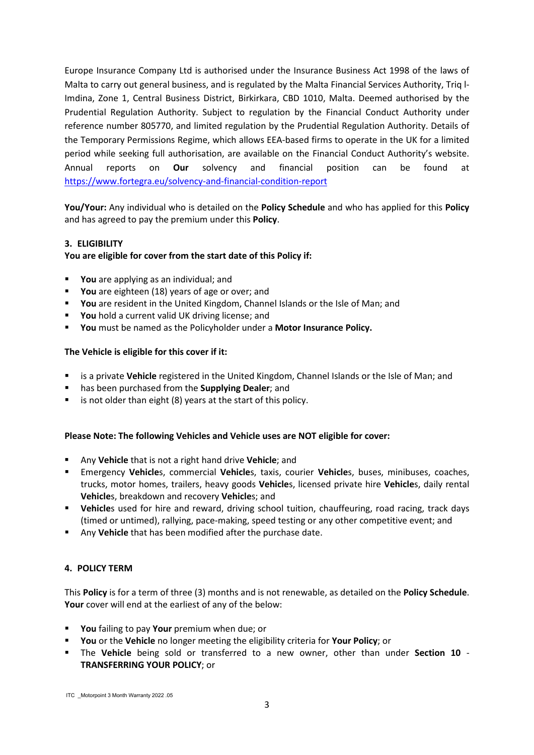Europe Insurance Company Ltd is authorised under the Insurance Business Act 1998 of the laws of Malta to carry out general business, and is regulated by the Malta Financial Services Authority, Triq l-Imdina, Zone 1, Central Business District, Birkirkara, CBD 1010, Malta. Deemed authorised by the Prudential Regulation Authority. Subject to regulation by the Financial Conduct Authority under reference number 805770, and limited regulation by the Prudential Regulation Authority. Details of the Temporary Permissions Regime, which allows EEA-based firms to operate in the UK for a limited period while seeking full authorisation, are available on the Financial Conduct Authority's website. Annual reports on **Our** solvency and financial position can be found at https://www.fortegra.eu/solvency-and-financial-condition-report

**You/Your:** Any individual who is detailed on the **Policy Schedule** and who has applied for this **Policy** and has agreed to pay the premium under this **Policy**.

### 3. ELIGIBILITY

**You are eligible for cover from the start date of this Policy if:**

- **You** are applying as an individual; and
- **You** are eighteen (18) years of age or over; and
- **You** are resident in the United Kingdom, Channel Islands or the Isle of Man; and
- **You** hold a current valid UK driving license; and
- **You** must be named as the Policyholder under a **Motor Insurance Policy.**

**The Vehicle is eligible for this cover if it:**

- is a private **Vehicle** registered in the United Kingdom, Channel Islands or the Isle of Man; and
- has been purchased from the **Supplying Dealer**; and
- is not older than eight (8) years at the start of this policy.

**Please Note: The following Vehicles and Vehicle uses are NOT eligible for cover:**

- Any **Vehicle** that is not a right hand drive **Vehicle**; and
- Emergency **Vehicle**s, commercial **Vehicle**s, taxis, courier **Vehicle**s, buses, minibuses, coaches, trucks, motor homes, trailers, heavy goods **Vehicle**s, licensed private hire **Vehicle**s, daily rental **Vehicle**s, breakdown and recovery **Vehicle**s; and
- **Vehicle**s used for hire and reward, driving school tuition, chauffeuring, road racing, track days (timed or untimed), rallying, pace-making, speed testing or any other competitive event; and
- Any **Vehicle** that has been modified after the purchase date.

### 4. POLICY TERM

This **Policy** is for a term of three (3) months and is not renewable, as detailed on the **Policy Schedule**. **Your** cover will end at the earliest of any of the below:

- **You** failing to pay **Your** premium when due; or
- **You** or the **Vehicle** no longer meeting the eligibility criteria for **Your Policy**; or
- The **Vehicle** being sold or transferred to a new owner, other than under **Section 10** - **TRANSFERRING YOUR POLICY**; or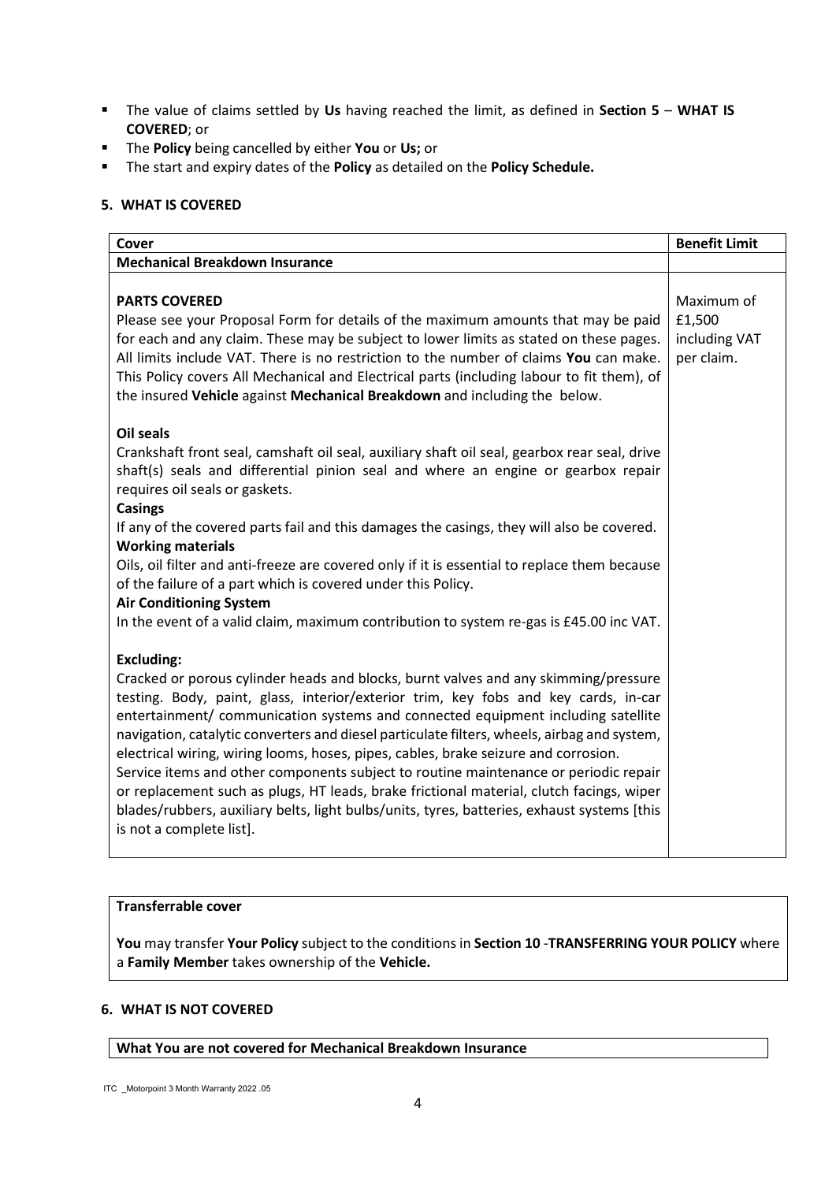- The value of claims settled by **Us** having reached the limit, as defined in **Section 5** – **WHAT IS COVERED**; or
- The **Policy** being cancelled by either **You** or **Us;** or
- The start and expiry dates of the **Policy** as detailed on the **Policy Schedule.**

## 5. WHAT IS COVERED

| Cover | Benefit Limit |
|---|---|
| **Mechanical Breakdown Insurance** | |
| **PARTS COVERED**<br>Please see your Proposal Form for details of the maximum amounts that may be paid for each and any claim. These may be subject to lower limits as stated on these pages. All limits include VAT. There is no restriction to the number of claims **You** can make. This Policy covers All Mechanical and Electrical parts (including labour to fit them), of the insured **Vehicle** against **Mechanical Breakdown** and including the below.<br><br>**Oil seals**<br>Crankshaft front seal, camshaft oil seal, auxiliary shaft oil seal, gearbox rear seal, drive shaft(s) seals and differential pinion seal and where an engine or gearbox repair requires oil seals or gaskets.<br>**Casings**<br>If any of the covered parts fail and this damages the casings, they will also be covered.<br>**Working materials**<br>Oils, oil filter and anti-freeze are covered only if it is essential to replace them because of the failure of a part which is covered under this Policy.<br>**Air Conditioning System**<br>In the event of a valid claim, maximum contribution to system re-gas is £45.00 inc VAT.<br><br>**Excluding:**<br>Cracked or porous cylinder heads and blocks, burnt valves and any skimming/pressure testing. Body, paint, glass, interior/exterior trim, key fobs and key cards, in-car entertainment/ communication systems and connected equipment including satellite navigation, catalytic converters and diesel particulate filters, wheels, airbag and system, electrical wiring, wiring looms, hoses, pipes, cables, brake seizure and corrosion.<br>Service items and other components subject to routine maintenance or periodic repair or replacement such as plugs, HT leads, brake frictional material, clutch facings, wiper blades/rubbers, auxiliary belts, light bulbs/units, tyres, batteries, exhaust systems [this is not a complete list]. | Maximum of £1,500 including VAT per claim. |

**Transferrable cover**

**You** may transfer **Your Policy** subject to the conditions in **Section 10** -**TRANSFERRING YOUR POLICY** where a **Family Member** takes ownership of the **Vehicle.**

## 6. WHAT IS NOT COVERED

**What You are not covered for Mechanical Breakdown Insurance**

ITC _Motorpoint 3 Month Warranty 2022 .05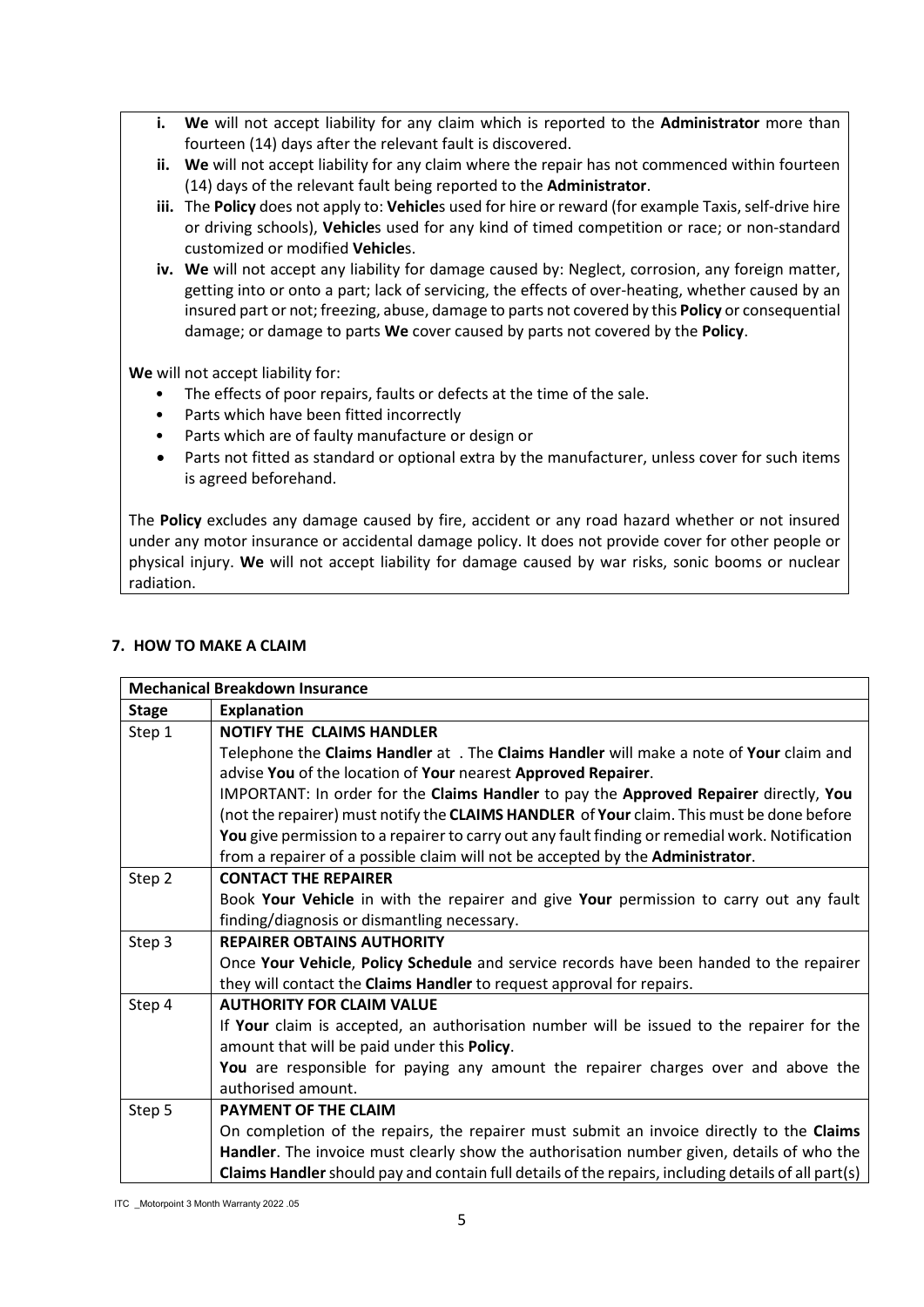- **i.** **We** will not accept liability for any claim which is reported to the **Administrator** more than fourteen (14) days after the relevant fault is discovered.
- **ii.** **We** will not accept liability for any claim where the repair has not commenced within fourteen (14) days of the relevant fault being reported to the **Administrator**.
- **iii.** The **Policy** does not apply to: **Vehicle**s used for hire or reward (for example Taxis, self-drive hire or driving schools), **Vehicle**s used for any kind of timed competition or race; or non-standard customized or modified **Vehicle**s.
- **iv.** **We** will not accept any liability for damage caused by: Neglect, corrosion, any foreign matter, getting into or onto a part; lack of servicing, the effects of over-heating, whether caused by an insured part or not; freezing, abuse, damage to parts not covered by this **Policy** or consequential damage; or damage to parts **We** cover caused by parts not covered by the **Policy**.

**We** will not accept liability for:

- The effects of poor repairs, faults or defects at the time of the sale.
- Parts which have been fitted incorrectly
- Parts which are of faulty manufacture or design or
- Parts not fitted as standard or optional extra by the manufacturer, unless cover for such items is agreed beforehand.

The **Policy** excludes any damage caused by fire, accident or any road hazard whether or not insured under any motor insurance or accidental damage policy. It does not provide cover for other people or physical injury. **We** will not accept liability for damage caused by war risks, sonic booms or nuclear radiation.

## 7. HOW TO MAKE A CLAIM

| **Mechanical Breakdown Insurance** | |
|---|---|
| **Stage** | **Explanation** |
| Step 1 | **NOTIFY THE CLAIMS HANDLER**<br>Telephone the **Claims Handler** at . The **Claims Handler** will make a note of **Your** claim and advise **You** of the location of **Your** nearest **Approved Repairer**.<br>IMPORTANT: In order for the **Claims Handler** to pay the **Approved Repairer** directly, **You** (not the repairer) must notify the **CLAIMS HANDLER** of **Your** claim. This must be done before **You** give permission to a repairer to carry out any fault finding or remedial work. Notification from a repairer of a possible claim will not be accepted by the **Administrator**. |
| Step 2 | **CONTACT THE REPAIRER**<br>Book **Your Vehicle** in with the repairer and give **Your** permission to carry out any fault finding/diagnosis or dismantling necessary. |
| Step 3 | **REPAIRER OBTAINS AUTHORITY**<br>Once **Your Vehicle**, **Policy Schedule** and service records have been handed to the repairer they will contact the **Claims Handler** to request approval for repairs. |
| Step 4 | **AUTHORITY FOR CLAIM VALUE**<br>If **Your** claim is accepted, an authorisation number will be issued to the repairer for the amount that will be paid under this **Policy**.<br>**You** are responsible for paying any amount the repairer charges over and above the authorised amount. |
| Step 5 | **PAYMENT OF THE CLAIM**<br>On completion of the repairs, the repairer must submit an invoice directly to the **Claims Handler**. The invoice must clearly show the authorisation number given, details of who the **Claims Handler** should pay and contain full details of the repairs, including details of all part(s) |

ITC _Motorpoint 3 Month Warranty 2022 .05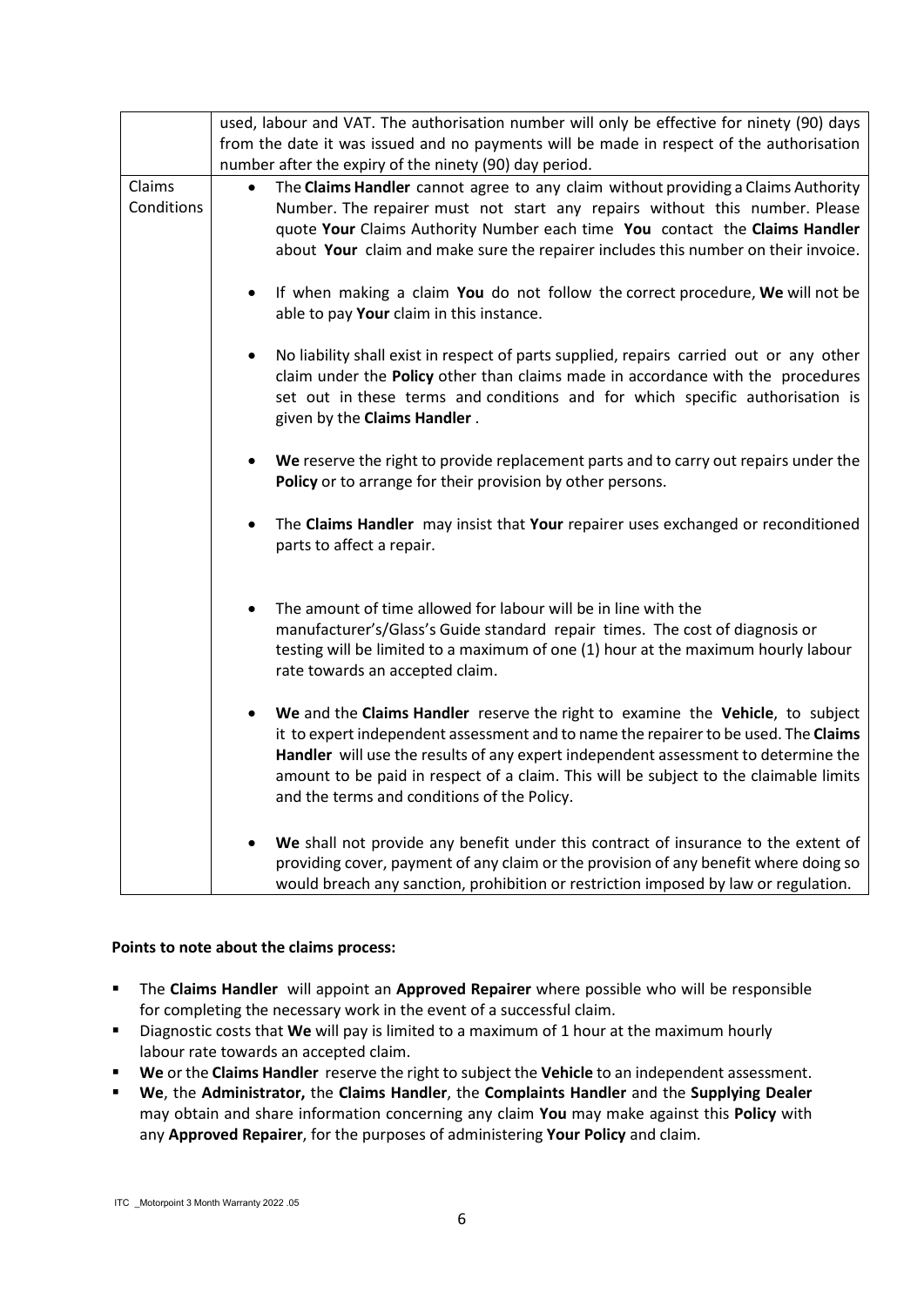| | |
|---|---|
| | used, labour and VAT. The authorisation number will only be effective for ninety (90) days from the date it was issued and no payments will be made in respect of the authorisation number after the expiry of the ninety (90) day period. |
| Claims Conditions | • The **Claims Handler** cannot agree to any claim without providing a Claims Authority Number. The repairer must not start any repairs without this number. Please quote **Your** Claims Authority Number each time **You** contact the **Claims Handler** about **Your** claim and make sure the repairer includes this number on their invoice.<br><br>• If when making a claim **You** do not follow the correct procedure, **We** will not be able to pay **Your** claim in this instance.<br><br>• No liability shall exist in respect of parts supplied, repairs carried out or any other claim under the **Policy** other than claims made in accordance with the procedures set out in these terms and conditions and for which specific authorisation is given by the **Claims Handler** .<br><br>• **We** reserve the right to provide replacement parts and to carry out repairs under the **Policy** or to arrange for their provision by other persons.<br><br>• The **Claims Handler** may insist that **Your** repairer uses exchanged or reconditioned parts to affect a repair.<br><br>• The amount of time allowed for labour will be in line with the manufacturer's/Glass's Guide standard repair times. The cost of diagnosis or testing will be limited to a maximum of one (1) hour at the maximum hourly labour rate towards an accepted claim.<br><br>• **We** and the **Claims Handler** reserve the right to examine the **Vehicle**, to subject it to expert independent assessment and to name the repairer to be used. The **Claims Handler** will use the results of any expert independent assessment to determine the amount to be paid in respect of a claim. This will be subject to the claimable limits and the terms and conditions of the Policy.<br><br>• **We** shall not provide any benefit under this contract of insurance to the extent of providing cover, payment of any claim or the provision of any benefit where doing so would breach any sanction, prohibition or restriction imposed by law or regulation. |

**Points to note about the claims process:**

- The **Claims Handler** will appoint an **Approved Repairer** where possible who will be responsible for completing the necessary work in the event of a successful claim.
- Diagnostic costs that **We** will pay is limited to a maximum of 1 hour at the maximum hourly labour rate towards an accepted claim.
- **We** or the **Claims Handler** reserve the right to subject the **Vehicle** to an independent assessment.
- **We**, the **Administrator,** the **Claims Handler**, the **Complaints Handler** and the **Supplying Dealer** may obtain and share information concerning any claim **You** may make against this **Policy** with any **Approved Repairer**, for the purposes of administering **Your Policy** and claim.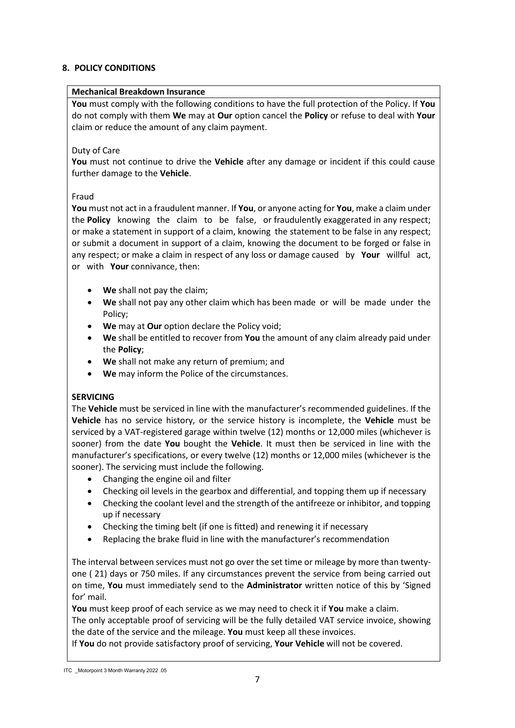## 8. POLICY CONDITIONS

**Mechanical Breakdown Insurance**

**You** must comply with the following conditions to have the full protection of the Policy. If **You** do not comply with them **We** may at **Our** option cancel the **Policy** or refuse to deal with **Your** claim or reduce the amount of any claim payment.

Duty of Care

**You** must not continue to drive the **Vehicle** after any damage or incident if this could cause further damage to the **Vehicle**.

Fraud

**You** must not act in a fraudulent manner. If **You**, or anyone acting for **You**, make a claim under the **Policy** knowing the claim to be false, or fraudulently exaggerated in any respect; or make a statement in support of a claim, knowing the statement to be false in any respect; or submit a document in support of a claim, knowing the document to be forged or false in any respect; or make a claim in respect of any loss or damage caused by **Your** willful act, or with **Your** connivance, then:

- **We** shall not pay the claim;
- **We** shall not pay any other claim which has been made or will be made under the Policy;
- **We** may at **Our** option declare the Policy void;
- **We** shall be entitled to recover from **You** the amount of any claim already paid under the **Policy**;
- **We** shall not make any return of premium; and
- **We** may inform the Police of the circumstances.

**SERVICING**

The **Vehicle** must be serviced in line with the manufacturer's recommended guidelines. If the **Vehicle** has no service history, or the service history is incomplete, the **Vehicle** must be serviced by a VAT-registered garage within twelve (12) months or 12,000 miles (whichever is sooner) from the date **You** bought the **Vehicle**. It must then be serviced in line with the manufacturer's specifications, or every twelve (12) months or 12,000 miles (whichever is the sooner). The servicing must include the following.

- Changing the engine oil and filter
- Checking oil levels in the gearbox and differential, and topping them up if necessary
- Checking the coolant level and the strength of the antifreeze or inhibitor, and topping up if necessary
- Checking the timing belt (if one is fitted) and renewing it if necessary
- Replacing the brake fluid in line with the manufacturer's recommendation

The interval between services must not go over the set time or mileage by more than twenty-one ( 21) days or 750 miles. If any circumstances prevent the service from being carried out on time, **You** must immediately send to the **Administrator** written notice of this by 'Signed for' mail.

**You** must keep proof of each service as we may need to check it if **You** make a claim.

The only acceptable proof of servicing will be the fully detailed VAT service invoice, showing the date of the service and the mileage. **You** must keep all these invoices.

If **You** do not provide satisfactory proof of servicing, **Your Vehicle** will not be covered.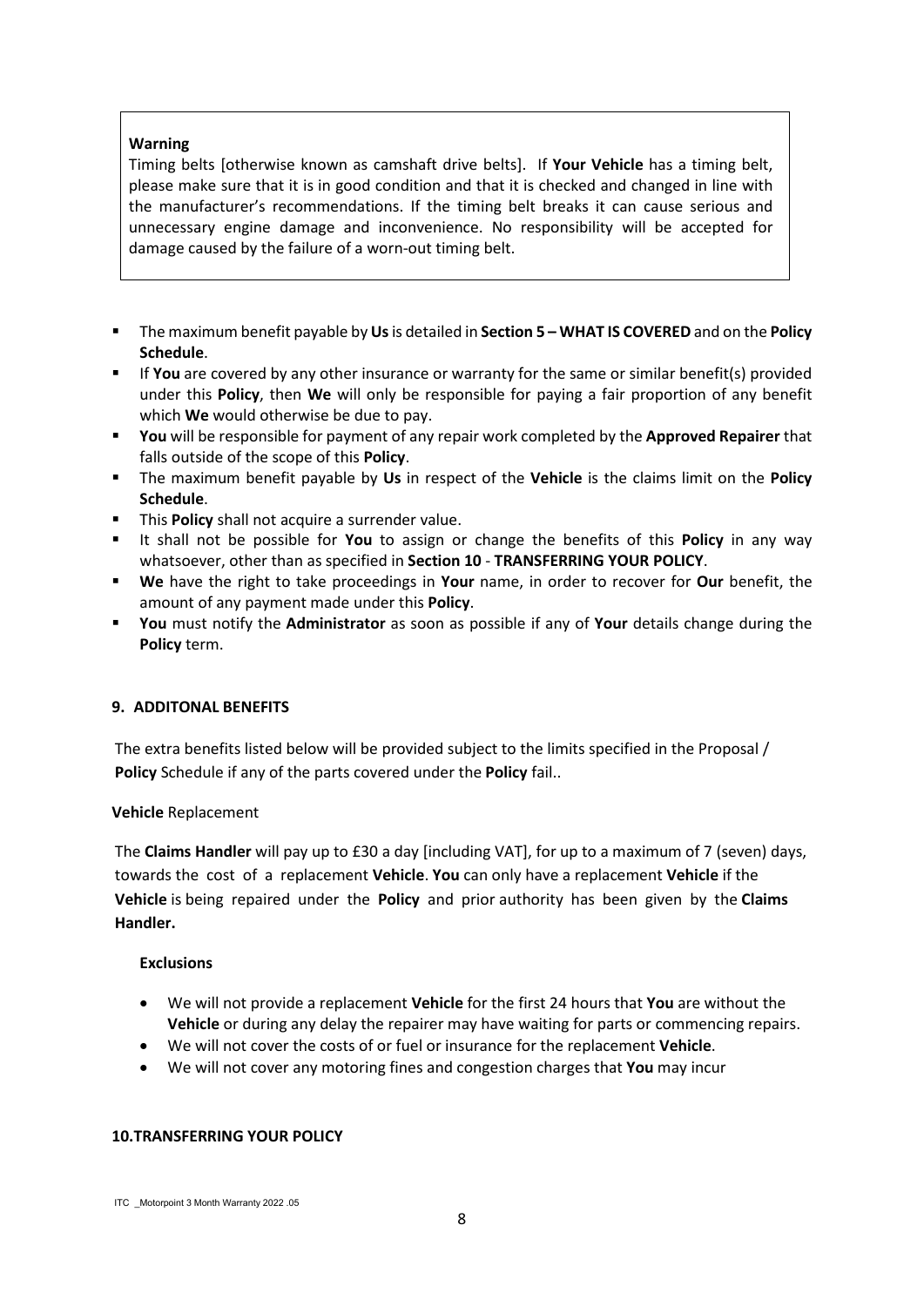**Warning**

Timing belts [otherwise known as camshaft drive belts]. If **Your Vehicle** has a timing belt, please make sure that it is in good condition and that it is checked and changed in line with the manufacturer's recommendations. If the timing belt breaks it can cause serious and unnecessary engine damage and inconvenience. No responsibility will be accepted for damage caused by the failure of a worn-out timing belt.

- The maximum benefit payable by **Us** is detailed in **Section 5 – WHAT IS COVERED** and on the **Policy Schedule**.
- If **You** are covered by any other insurance or warranty for the same or similar benefit(s) provided under this **Policy**, then **We** will only be responsible for paying a fair proportion of any benefit which **We** would otherwise be due to pay.
- **You** will be responsible for payment of any repair work completed by the **Approved Repairer** that falls outside of the scope of this **Policy**.
- The maximum benefit payable by **Us** in respect of the **Vehicle** is the claims limit on the **Policy Schedule**.
- This **Policy** shall not acquire a surrender value.
- It shall not be possible for **You** to assign or change the benefits of this **Policy** in any way whatsoever, other than as specified in **Section 10** - **TRANSFERRING YOUR POLICY**.
- **We** have the right to take proceedings in **Your** name, in order to recover for **Our** benefit, the amount of any payment made under this **Policy**.
- **You** must notify the **Administrator** as soon as possible if any of **Your** details change during the **Policy** term.

## 9. ADDITONAL BENEFITS

The extra benefits listed below will be provided subject to the limits specified in the Proposal / **Policy** Schedule if any of the parts covered under the **Policy** fail..

**Vehicle** Replacement

The **Claims Handler** will pay up to £30 a day [including VAT], for up to a maximum of 7 (seven) days, towards the cost of a replacement **Vehicle**. **You** can only have a replacement **Vehicle** if the **Vehicle** is being repaired under the **Policy** and prior authority has been given by the **Claims Handler.**

**Exclusions**

- We will not provide a replacement **Vehicle** for the first 24 hours that **You** are without the **Vehicle** or during any delay the repairer may have waiting for parts or commencing repairs.
- We will not cover the costs of or fuel or insurance for the replacement **Vehicle**.
- We will not cover any motoring fines and congestion charges that **You** may incur

## 10.TRANSFERRING YOUR POLICY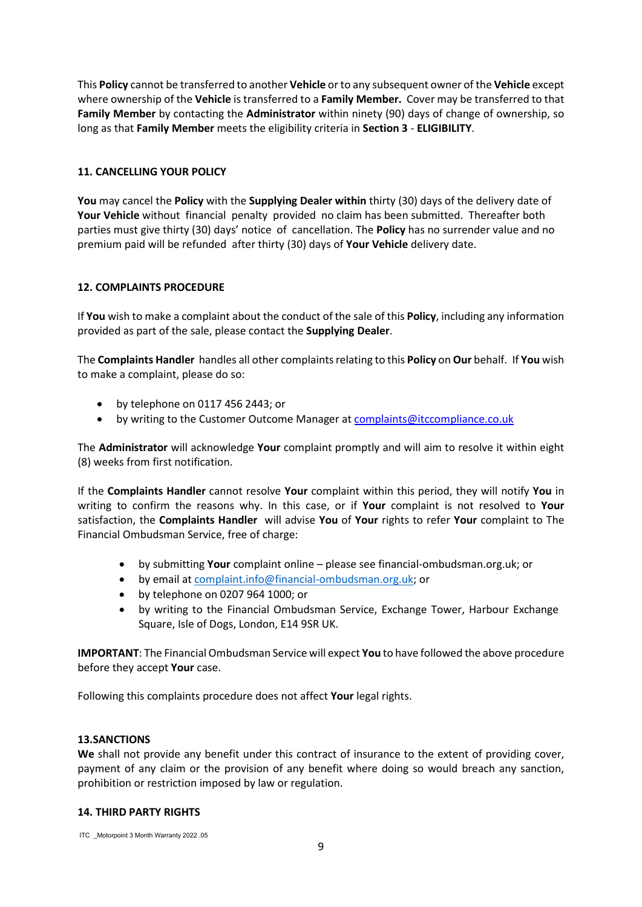This **Policy** cannot be transferred to another **Vehicle** or to any subsequent owner of the **Vehicle** except where ownership of the **Vehicle** is transferred to a **Family Member.** Cover may be transferred to that **Family Member** by contacting the **Administrator** within ninety (90) days of change of ownership, so long as that **Family Member** meets the eligibility criteria in **Section 3** - **ELIGIBILITY**.

### 11. CANCELLING YOUR POLICY

**You** may cancel the **Policy** with the **Supplying Dealer within** thirty (30) days of the delivery date of **Your Vehicle** without financial penalty provided no claim has been submitted. Thereafter both parties must give thirty (30) days' notice of cancellation. The **Policy** has no surrender value and no premium paid will be refunded after thirty (30) days of **Your Vehicle** delivery date.

### 12. COMPLAINTS PROCEDURE

If **You** wish to make a complaint about the conduct of the sale of this **Policy**, including any information provided as part of the sale, please contact the **Supplying Dealer**.

The **Complaints Handler** handles all other complaints relating to this **Policy** on **Our** behalf. If **You** wish to make a complaint, please do so:

- by telephone on 0117 456 2443; or
- by writing to the Customer Outcome Manager at [complaints@itccompliance.co.uk](mailto:complaints@itccompliance.co.uk)

The **Administrator** will acknowledge **Your** complaint promptly and will aim to resolve it within eight (8) weeks from first notification.

If the **Complaints Handler** cannot resolve **Your** complaint within this period, they will notify **You** in writing to confirm the reasons why. In this case, or if **Your** complaint is not resolved to **Your** satisfaction, the **Complaints Handler** will advise **You** of **Your** rights to refer **Your** complaint to The Financial Ombudsman Service, free of charge:

- by submitting **Your** complaint online – please see financial-ombudsman.org.uk; or
- by email at [complaint.info@financial-ombudsman.org.uk](mailto:complaint.info@financial-ombudsman.org.uk); or
- by telephone on 0207 964 1000; or
- by writing to the Financial Ombudsman Service, Exchange Tower, Harbour Exchange Square, Isle of Dogs, London, E14 9SR UK.

**IMPORTANT**: The Financial Ombudsman Service will expect **You** to have followed the above procedure before they accept **Your** case.

Following this complaints procedure does not affect **Your** legal rights.

### 13.SANCTIONS

**We** shall not provide any benefit under this contract of insurance to the extent of providing cover, payment of any claim or the provision of any benefit where doing so would breach any sanction, prohibition or restriction imposed by law or regulation.

### 14. THIRD PARTY RIGHTS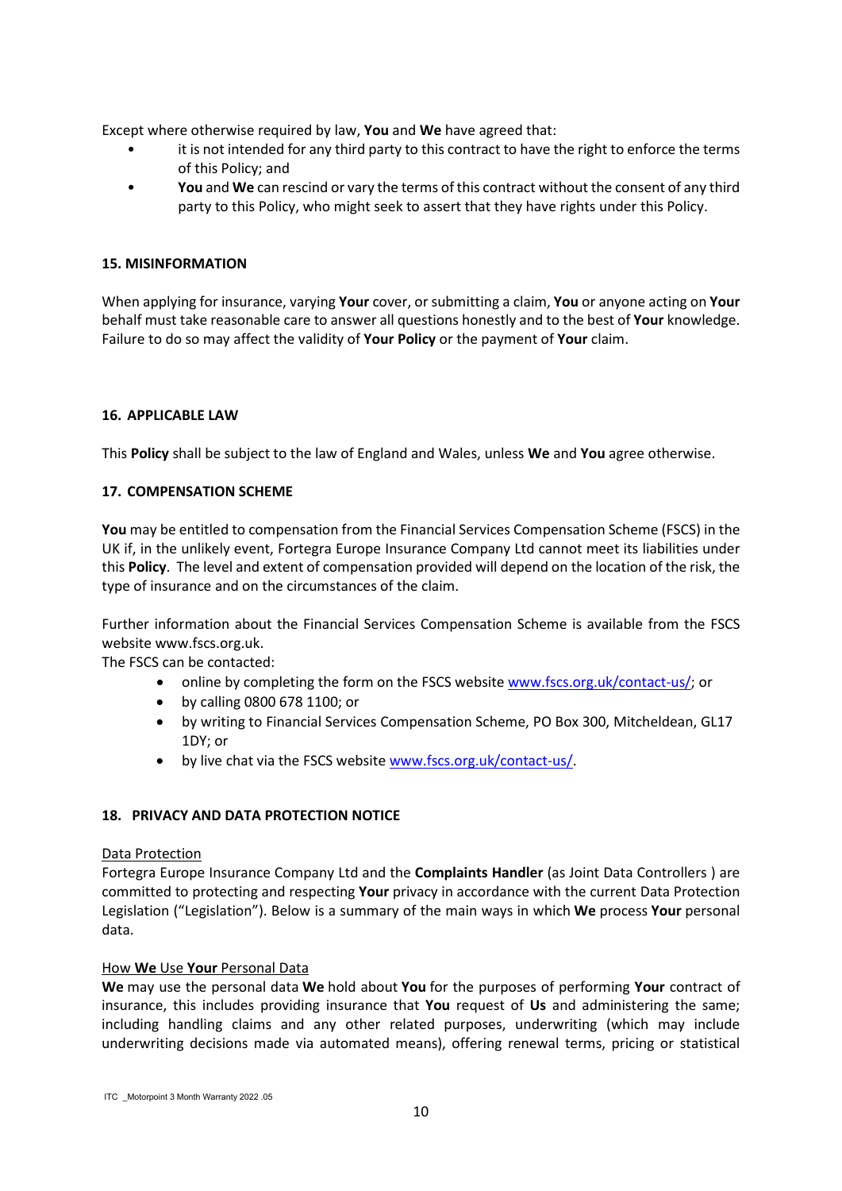Except where otherwise required by law, **You** and **We** have agreed that:

- it is not intended for any third party to this contract to have the right to enforce the terms of this Policy; and
- **You** and **We** can rescind or vary the terms of this contract without the consent of any third party to this Policy, who might seek to assert that they have rights under this Policy.

### 15. MISINFORMATION

When applying for insurance, varying **Your** cover, or submitting a claim, **You** or anyone acting on **Your** behalf must take reasonable care to answer all questions honestly and to the best of **Your** knowledge. Failure to do so may affect the validity of **Your Policy** or the payment of **Your** claim.

### 16. APPLICABLE LAW

This **Policy** shall be subject to the law of England and Wales, unless **We** and **You** agree otherwise.

### 17. COMPENSATION SCHEME

**You** may be entitled to compensation from the Financial Services Compensation Scheme (FSCS) in the UK if, in the unlikely event, Fortegra Europe Insurance Company Ltd cannot meet its liabilities under this **Policy**. The level and extent of compensation provided will depend on the location of the risk, the type of insurance and on the circumstances of the claim.

Further information about the Financial Services Compensation Scheme is available from the FSCS website www.fscs.org.uk.

The FSCS can be contacted:

- online by completing the form on the FSCS website www.fscs.org.uk/contact-us/; or
- by calling 0800 678 1100; or
- by writing to Financial Services Compensation Scheme, PO Box 300, Mitcheldean, GL17 1DY; or
- by live chat via the FSCS website www.fscs.org.uk/contact-us/.

### 18. PRIVACY AND DATA PROTECTION NOTICE

Data Protection

Fortegra Europe Insurance Company Ltd and the **Complaints Handler** (as Joint Data Controllers ) are committed to protecting and respecting **Your** privacy in accordance with the current Data Protection Legislation ("Legislation"). Below is a summary of the main ways in which **We** process **Your** personal data.

How **We** Use **Your** Personal Data

**We** may use the personal data **We** hold about **You** for the purposes of performing **Your** contract of insurance, this includes providing insurance that **You** request of **Us** and administering the same; including handling claims and any other related purposes, underwriting (which may include underwriting decisions made via automated means), offering renewal terms, pricing or statistical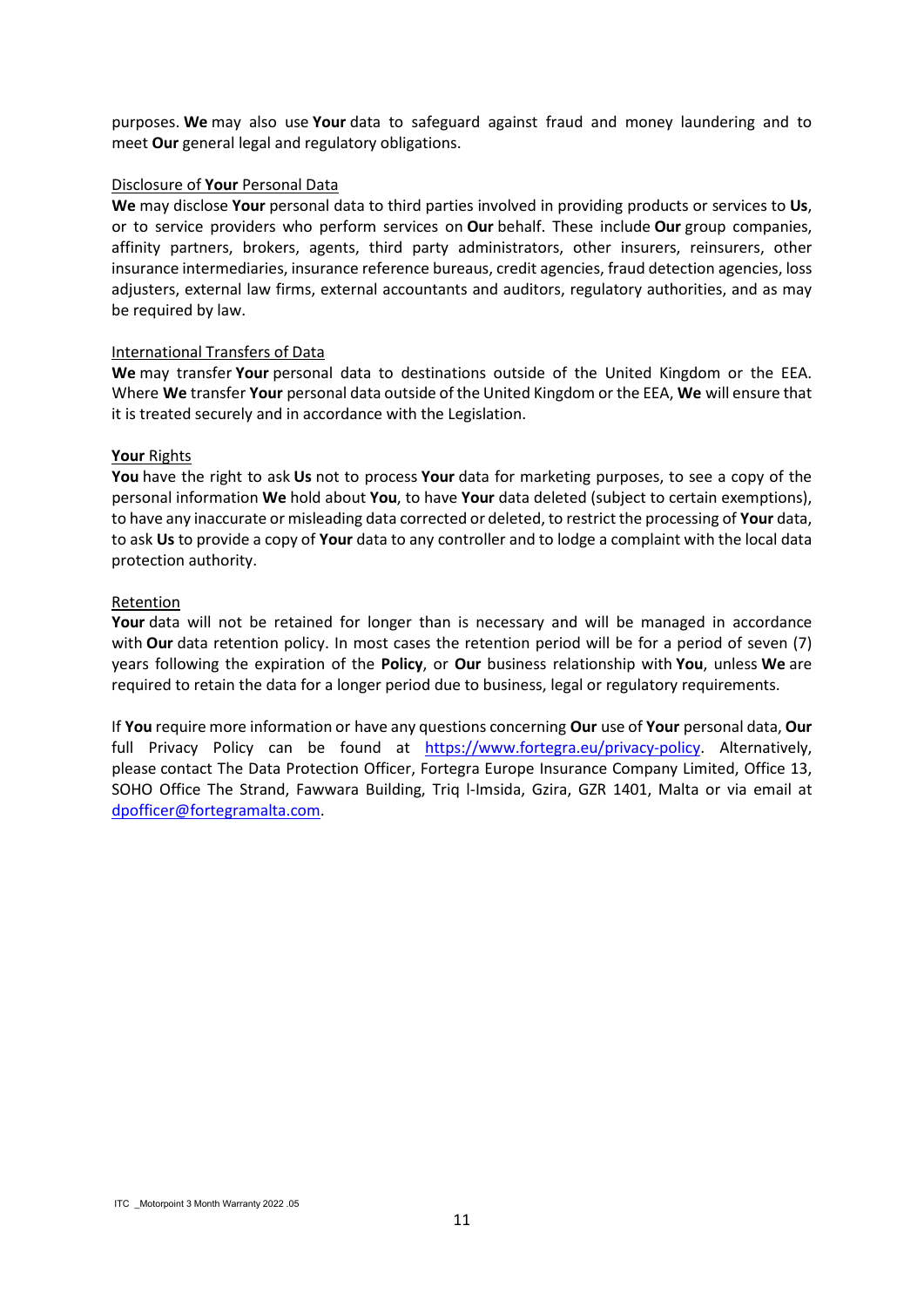purposes. **We** may also use **Your** data to safeguard against fraud and money laundering and to meet **Our** general legal and regulatory obligations.

Disclosure of **Your** Personal Data

**We** may disclose **Your** personal data to third parties involved in providing products or services to **Us**, or to service providers who perform services on **Our** behalf. These include **Our** group companies, affinity partners, brokers, agents, third party administrators, other insurers, reinsurers, other insurance intermediaries, insurance reference bureaus, credit agencies, fraud detection agencies, loss adjusters, external law firms, external accountants and auditors, regulatory authorities, and as may be required by law.

International Transfers of Data

**We** may transfer **Your** personal data to destinations outside of the United Kingdom or the EEA. Where **We** transfer **Your** personal data outside of the United Kingdom or the EEA, **We** will ensure that it is treated securely and in accordance with the Legislation.

**Your** Rights

**You** have the right to ask **Us** not to process **Your** data for marketing purposes, to see a copy of the personal information **We** hold about **You**, to have **Your** data deleted (subject to certain exemptions), to have any inaccurate or misleading data corrected or deleted, to restrict the processing of **Your** data, to ask **Us** to provide a copy of **Your** data to any controller and to lodge a complaint with the local data protection authority.

Retention

**Your** data will not be retained for longer than is necessary and will be managed in accordance with **Our** data retention policy. In most cases the retention period will be for a period of seven (7) years following the expiration of the **Policy**, or **Our** business relationship with **You**, unless **We** are required to retain the data for a longer period due to business, legal or regulatory requirements.

If **You** require more information or have any questions concerning **Our** use of **Your** personal data, **Our** full Privacy Policy can be found at https://www.fortegra.eu/privacy-policy. Alternatively, please contact The Data Protection Officer, Fortegra Europe Insurance Company Limited, Office 13, SOHO Office The Strand, Fawwara Building, Triq l-Imsida, Gzira, GZR 1401, Malta or via email at dpofficer@fortegramalta.com.